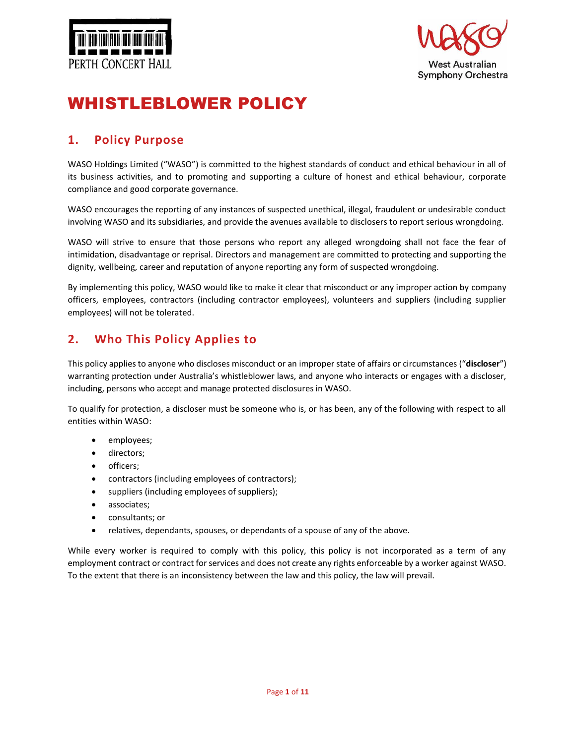# WHISTLEBLOWER POLICY

## 1. Policy Purpose

WASO Holdings Limited ("WASO") is committed to the highest standards of conduct and ethical behaviour in all of its business activities, and to promoting and supporting a culture of honest and ethical behaviour, corporate compliance and good corporate governance.

WASO encourages the reporting of any instances of suspected unethical, illegal, fraudulent or undesirable conduct involving WASO and its subsidiaries, and provide the avenues available to disclosers to report serious wrongdoing.

WASO will strive to ensure that those persons who report any alleged wrongdoing shall not face the fear of intimidation, disadvantage or reprisal. Directors and management are committed to protecting and supporting the dignity, wellbeing, career and reputation of anyone reporting any form of suspected wrongdoing.

By implementing this policy, WASO would like to make it clear that misconduct or any improper action by company officers, employees, contractors (including contractor employees), volunteers and suppliers (including supplier employees) will not be tolerated.

## 2. Who This Policy Applies to

This policy applies to anyone who discloses misconduct or an improper state of affairs or circumstances ("**discloser**") warranting protection under Australia's whistleblower laws, and anyone who interacts or engages with a discloser, including, persons who accept and manage protected disclosures in WASO.

To qualify for protection, a discloser must be someone who is, or has been, any of the following with respect to all entities within WASO:

- employees;
- directors;
- officers;
- contractors (including employees of contractors);
- suppliers (including employees of suppliers);
- associates;
- consultants; or
- relatives, dependants, spouses, or dependants of a spouse of any of the above.

While every worker is required to comply with this policy, this policy is not incorporated as a term of any employment contract or contract for services and does not create any rights enforceable by a worker against WASO. To the extent that there is an inconsistency between the law and this policy, the law will prevail.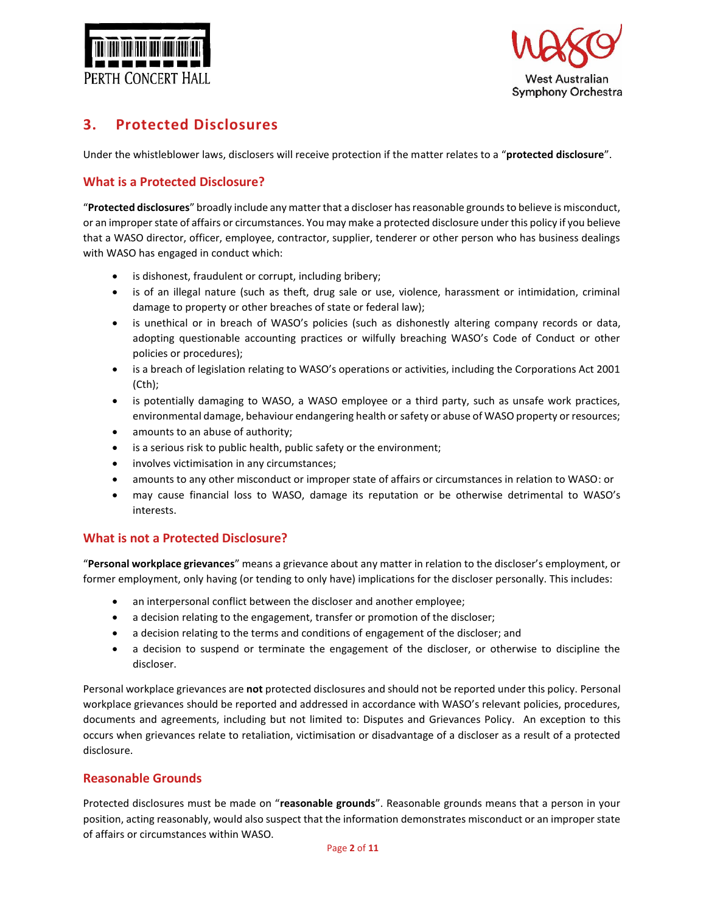## 3. Protected Disclosures

Under the whistleblower laws, disclosers will receive protection if the matter relates to a "**protected disclosure**".

### What is a Protected Disclosure?

"**Protected disclosures**" broadly include any matter that a discloser has reasonable grounds to believe is misconduct, or an improper state of affairs or circumstances. You may make a protected disclosure under this policy if you believe that a WASO director, officer, employee, contractor, supplier, tenderer or other person who has business dealings with WASO has engaged in conduct which:

- is dishonest, fraudulent or corrupt, including bribery;
- is of an illegal nature (such as theft, drug sale or use, violence, harassment or intimidation, criminal damage to property or other breaches of state or federal law);
- is unethical or in breach of WASO's policies (such as dishonestly altering company records or data, adopting questionable accounting practices or wilfully breaching WASO's Code of Conduct or other policies or procedures);
- is a breach of legislation relating to WASO's operations or activities, including the Corporations Act 2001 (Cth);
- is potentially damaging to WASO, a WASO employee or a third party, such as unsafe work practices, environmental damage, behaviour endangering health or safety or abuse of WASO property or resources;
- amounts to an abuse of authority;
- is a serious risk to public health, public safety or the environment;
- involves victimisation in any circumstances;
- amounts to any other misconduct or improper state of affairs or circumstances in relation to WASO: or
- may cause financial loss to WASO, damage its reputation or be otherwise detrimental to WASO's interests.

### What is not a Protected Disclosure?

"**Personal workplace grievances**" means a grievance about any matter in relation to the discloser's employment, or former employment, only having (or tending to only have) implications for the discloser personally. This includes:

- an interpersonal conflict between the discloser and another employee;
- a decision relating to the engagement, transfer or promotion of the discloser;
- a decision relating to the terms and conditions of engagement of the discloser; and
- a decision to suspend or terminate the engagement of the discloser, or otherwise to discipline the discloser.

Personal workplace grievances are **not** protected disclosures and should not be reported under this policy. Personal workplace grievances should be reported and addressed in accordance with WASO's relevant policies, procedures, documents and agreements, including but not limited to: Disputes and Grievances Policy. An exception to this occurs when grievances relate to retaliation, victimisation or disadvantage of a discloser as a result of a protected disclosure.

### Reasonable Grounds

Protected disclosures must be made on "**reasonable grounds**". Reasonable grounds means that a person in your position, acting reasonably, would also suspect that the information demonstrates misconduct or an improper state of affairs or circumstances within WASO.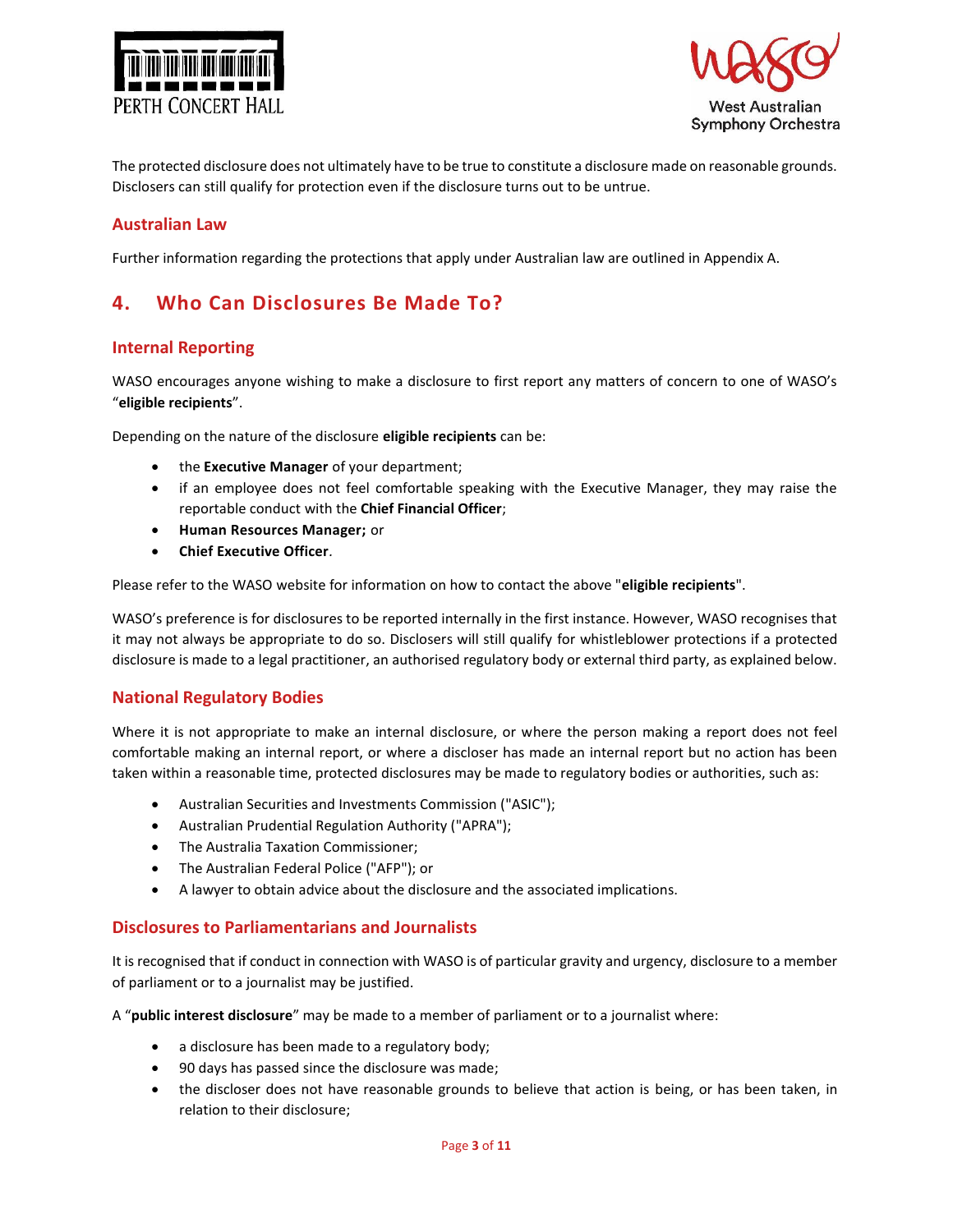The protected disclosure does not ultimately have to be true to constitute a disclosure made on reasonable grounds. Disclosers can still qualify for protection even if the disclosure turns out to be untrue.

### Australian Law

Further information regarding the protections that apply under Australian law are outlined in Appendix A.

## 4. Who Can Disclosures Be Made To?

### Internal Reporting

WASO encourages anyone wishing to make a disclosure to first report any matters of concern to one of WASO's "**eligible recipients**".

Depending on the nature of the disclosure **eligible recipients** can be:

- the **Executive Manager** of your department;
- if an employee does not feel comfortable speaking with the Executive Manager, they may raise the reportable conduct with the **Chief Financial Officer**;
- **Human Resources Manager;** or
- **Chief Executive Officer**.

Please refer to the WASO website for information on how to contact the above "**eligible recipients**".

WASO's preference is for disclosures to be reported internally in the first instance. However, WASO recognises that it may not always be appropriate to do so. Disclosers will still qualify for whistleblower protections if a protected disclosure is made to a legal practitioner, an authorised regulatory body or external third party, as explained below.

### National Regulatory Bodies

Where it is not appropriate to make an internal disclosure, or where the person making a report does not feel comfortable making an internal report, or where a discloser has made an internal report but no action has been taken within a reasonable time, protected disclosures may be made to regulatory bodies or authorities, such as:

- Australian Securities and Investments Commission ("ASIC");
- Australian Prudential Regulation Authority ("APRA");
- The Australia Taxation Commissioner;
- The Australian Federal Police ("AFP"); or
- A lawyer to obtain advice about the disclosure and the associated implications.

### Disclosures to Parliamentarians and Journalists

It is recognised that if conduct in connection with WASO is of particular gravity and urgency, disclosure to a member of parliament or to a journalist may be justified.

A "**public interest disclosure**" may be made to a member of parliament or to a journalist where:

- a disclosure has been made to a regulatory body;
- 90 days has passed since the disclosure was made;
- the discloser does not have reasonable grounds to believe that action is being, or has been taken, in relation to their disclosure;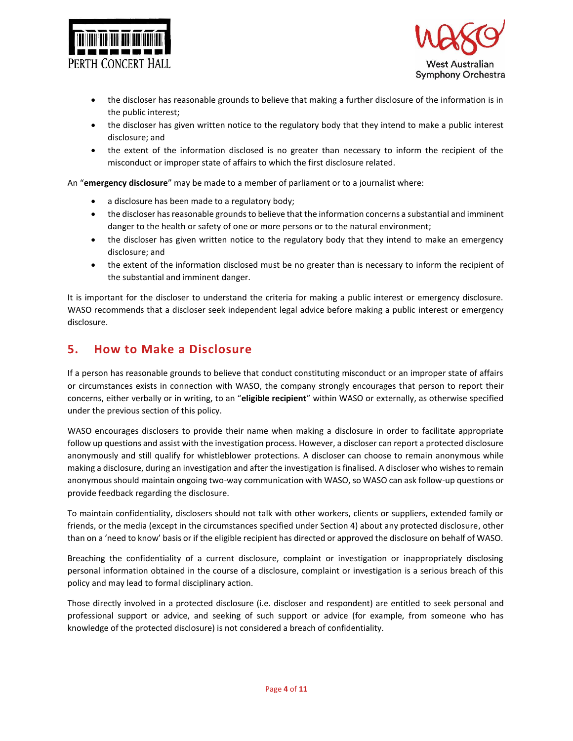- the discloser has reasonable grounds to believe that making a further disclosure of the information is in the public interest;
- the discloser has given written notice to the regulatory body that they intend to make a public interest disclosure; and
- the extent of the information disclosed is no greater than necessary to inform the recipient of the misconduct or improper state of affairs to which the first disclosure related.

An "**emergency disclosure**" may be made to a member of parliament or to a journalist where:

- a disclosure has been made to a regulatory body;
- the discloser has reasonable grounds to believe that the information concerns a substantial and imminent danger to the health or safety of one or more persons or to the natural environment;
- the discloser has given written notice to the regulatory body that they intend to make an emergency disclosure; and
- the extent of the information disclosed must be no greater than is necessary to inform the recipient of the substantial and imminent danger.

It is important for the discloser to understand the criteria for making a public interest or emergency disclosure. WASO recommends that a discloser seek independent legal advice before making a public interest or emergency disclosure.

## 5. How to Make a Disclosure

If a person has reasonable grounds to believe that conduct constituting misconduct or an improper state of affairs or circumstances exists in connection with WASO, the company strongly encourages that person to report their concerns, either verbally or in writing, to an "**eligible recipient**" within WASO or externally, as otherwise specified under the previous section of this policy.

WASO encourages disclosers to provide their name when making a disclosure in order to facilitate appropriate follow up questions and assist with the investigation process. However, a discloser can report a protected disclosure anonymously and still qualify for whistleblower protections. A discloser can choose to remain anonymous while making a disclosure, during an investigation and after the investigation is finalised. A discloser who wishes to remain anonymous should maintain ongoing two-way communication with WASO, so WASO can ask follow-up questions or provide feedback regarding the disclosure.

To maintain confidentiality, disclosers should not talk with other workers, clients or suppliers, extended family or friends, or the media (except in the circumstances specified under Section 4) about any protected disclosure, other than on a 'need to know' basis or if the eligible recipient has directed or approved the disclosure on behalf of WASO.

Breaching the confidentiality of a current disclosure, complaint or investigation or inappropriately disclosing personal information obtained in the course of a disclosure, complaint or investigation is a serious breach of this policy and may lead to formal disciplinary action.

Those directly involved in a protected disclosure (i.e. discloser and respondent) are entitled to seek personal and professional support or advice, and seeking of such support or advice (for example, from someone who has knowledge of the protected disclosure) is not considered a breach of confidentiality.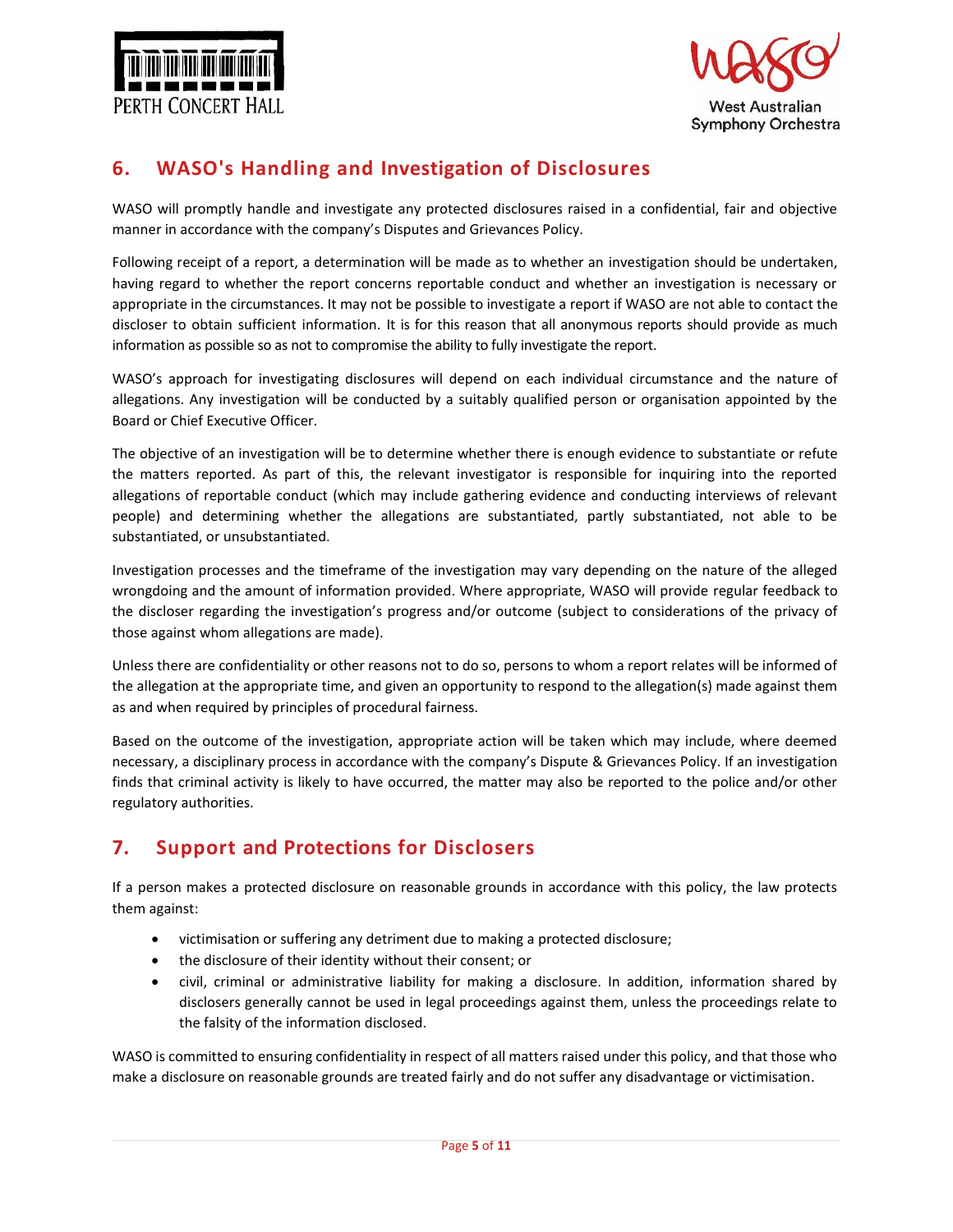## 6. WASO's Handling and Investigation of Disclosures

WASO will promptly handle and investigate any protected disclosures raised in a confidential, fair and objective manner in accordance with the company's Disputes and Grievances Policy.

Following receipt of a report, a determination will be made as to whether an investigation should be undertaken, having regard to whether the report concerns reportable conduct and whether an investigation is necessary or appropriate in the circumstances. It may not be possible to investigate a report if WASO are not able to contact the discloser to obtain sufficient information. It is for this reason that all anonymous reports should provide as much information as possible so as not to compromise the ability to fully investigate the report.

WASO's approach for investigating disclosures will depend on each individual circumstance and the nature of allegations. Any investigation will be conducted by a suitably qualified person or organisation appointed by the Board or Chief Executive Officer.

The objective of an investigation will be to determine whether there is enough evidence to substantiate or refute the matters reported. As part of this, the relevant investigator is responsible for inquiring into the reported allegations of reportable conduct (which may include gathering evidence and conducting interviews of relevant people) and determining whether the allegations are substantiated, partly substantiated, not able to be substantiated, or unsubstantiated.

Investigation processes and the timeframe of the investigation may vary depending on the nature of the alleged wrongdoing and the amount of information provided. Where appropriate, WASO will provide regular feedback to the discloser regarding the investigation's progress and/or outcome (subject to considerations of the privacy of those against whom allegations are made).

Unless there are confidentiality or other reasons not to do so, persons to whom a report relates will be informed of the allegation at the appropriate time, and given an opportunity to respond to the allegation(s) made against them as and when required by principles of procedural fairness.

Based on the outcome of the investigation, appropriate action will be taken which may include, where deemed necessary, a disciplinary process in accordance with the company's Dispute & Grievances Policy. If an investigation finds that criminal activity is likely to have occurred, the matter may also be reported to the police and/or other regulatory authorities.

## 7. Support and Protections for Disclosers

If a person makes a protected disclosure on reasonable grounds in accordance with this policy, the law protects them against:

- victimisation or suffering any detriment due to making a protected disclosure;
- the disclosure of their identity without their consent; or
- civil, criminal or administrative liability for making a disclosure. In addition, information shared by disclosers generally cannot be used in legal proceedings against them, unless the proceedings relate to the falsity of the information disclosed.

WASO is committed to ensuring confidentiality in respect of all matters raised under this policy, and that those who make a disclosure on reasonable grounds are treated fairly and do not suffer any disadvantage or victimisation.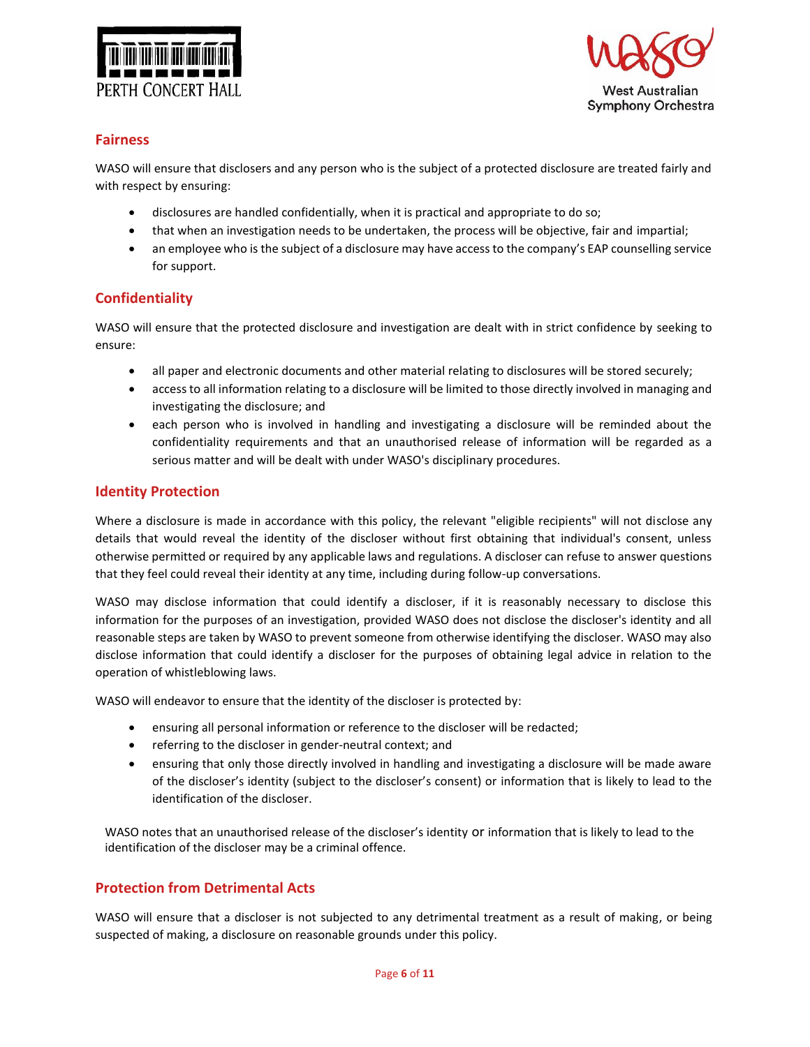## Fairness

WASO will ensure that disclosers and any person who is the subject of a protected disclosure are treated fairly and with respect by ensuring:

- disclosures are handled confidentially, when it is practical and appropriate to do so;
- that when an investigation needs to be undertaken, the process will be objective, fair and impartial;
- an employee who is the subject of a disclosure may have access to the company's EAP counselling service for support.

## Confidentiality

WASO will ensure that the protected disclosure and investigation are dealt with in strict confidence by seeking to ensure:

- all paper and electronic documents and other material relating to disclosures will be stored securely;
- access to all information relating to a disclosure will be limited to those directly involved in managing and investigating the disclosure; and
- each person who is involved in handling and investigating a disclosure will be reminded about the confidentiality requirements and that an unauthorised release of information will be regarded as a serious matter and will be dealt with under WASO's disciplinary procedures.

## Identity Protection

Where a disclosure is made in accordance with this policy, the relevant "eligible recipients" will not disclose any details that would reveal the identity of the discloser without first obtaining that individual's consent, unless otherwise permitted or required by any applicable laws and regulations. A discloser can refuse to answer questions that they feel could reveal their identity at any time, including during follow-up conversations.

WASO may disclose information that could identify a discloser, if it is reasonably necessary to disclose this information for the purposes of an investigation, provided WASO does not disclose the discloser's identity and all reasonable steps are taken by WASO to prevent someone from otherwise identifying the discloser. WASO may also disclose information that could identify a discloser for the purposes of obtaining legal advice in relation to the operation of whistleblowing laws.

WASO will endeavor to ensure that the identity of the discloser is protected by:

- ensuring all personal information or reference to the discloser will be redacted;
- referring to the discloser in gender-neutral context; and
- ensuring that only those directly involved in handling and investigating a disclosure will be made aware of the discloser's identity (subject to the discloser's consent) or information that is likely to lead to the identification of the discloser.

WASO notes that an unauthorised release of the discloser's identity or information that is likely to lead to the identification of the discloser may be a criminal offence.

## Protection from Detrimental Acts

WASO will ensure that a discloser is not subjected to any detrimental treatment as a result of making, or being suspected of making, a disclosure on reasonable grounds under this policy.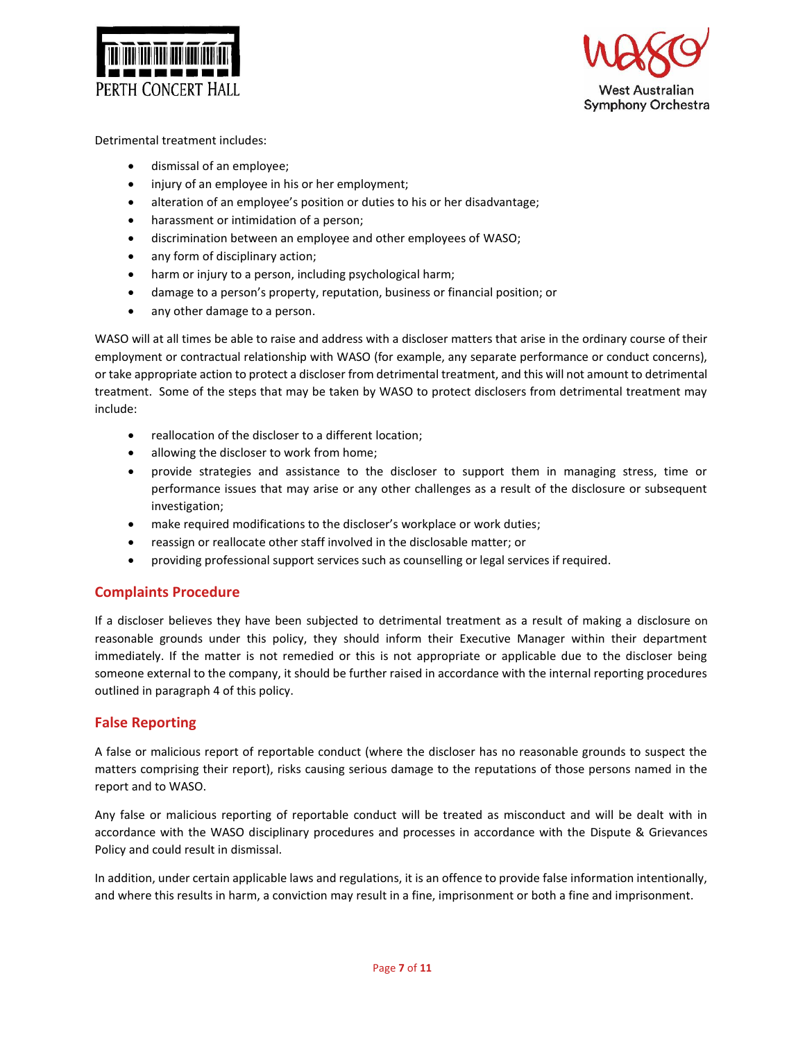Detrimental treatment includes:

- dismissal of an employee;
- injury of an employee in his or her employment;
- alteration of an employee's position or duties to his or her disadvantage;
- harassment or intimidation of a person;
- discrimination between an employee and other employees of WASO;
- any form of disciplinary action;
- harm or injury to a person, including psychological harm;
- damage to a person's property, reputation, business or financial position; or
- any other damage to a person.

WASO will at all times be able to raise and address with a discloser matters that arise in the ordinary course of their employment or contractual relationship with WASO (for example, any separate performance or conduct concerns), or take appropriate action to protect a discloser from detrimental treatment, and this will not amount to detrimental treatment. Some of the steps that may be taken by WASO to protect disclosers from detrimental treatment may include:

- reallocation of the discloser to a different location;
- allowing the discloser to work from home;
- provide strategies and assistance to the discloser to support them in managing stress, time or performance issues that may arise or any other challenges as a result of the disclosure or subsequent investigation;
- make required modifications to the discloser's workplace or work duties;
- reassign or reallocate other staff involved in the disclosable matter; or
- providing professional support services such as counselling or legal services if required.

## Complaints Procedure

If a discloser believes they have been subjected to detrimental treatment as a result of making a disclosure on reasonable grounds under this policy, they should inform their Executive Manager within their department immediately. If the matter is not remedied or this is not appropriate or applicable due to the discloser being someone external to the company, it should be further raised in accordance with the internal reporting procedures outlined in paragraph 4 of this policy.

## False Reporting

A false or malicious report of reportable conduct (where the discloser has no reasonable grounds to suspect the matters comprising their report), risks causing serious damage to the reputations of those persons named in the report and to WASO.

Any false or malicious reporting of reportable conduct will be treated as misconduct and will be dealt with in accordance with the WASO disciplinary procedures and processes in accordance with the Dispute & Grievances Policy and could result in dismissal.

In addition, under certain applicable laws and regulations, it is an offence to provide false information intentionally, and where this results in harm, a conviction may result in a fine, imprisonment or both a fine and imprisonment.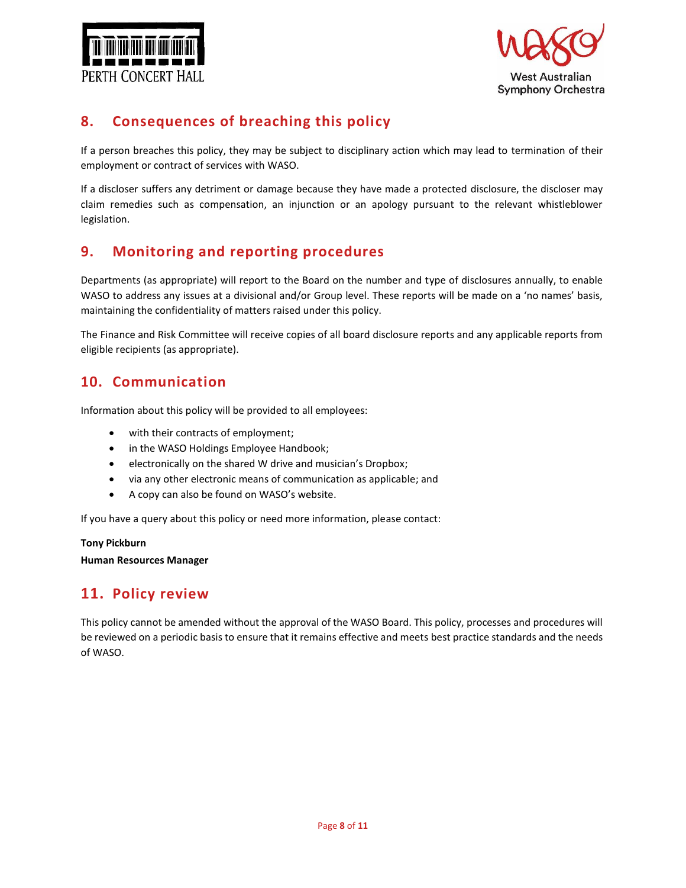## 8. Consequences of breaching this policy

If a person breaches this policy, they may be subject to disciplinary action which may lead to termination of their employment or contract of services with WASO.

If a discloser suffers any detriment or damage because they have made a protected disclosure, the discloser may claim remedies such as compensation, an injunction or an apology pursuant to the relevant whistleblower legislation.

## 9. Monitoring and reporting procedures

Departments (as appropriate) will report to the Board on the number and type of disclosures annually, to enable WASO to address any issues at a divisional and/or Group level. These reports will be made on a 'no names' basis, maintaining the confidentiality of matters raised under this policy.

The Finance and Risk Committee will receive copies of all board disclosure reports and any applicable reports from eligible recipients (as appropriate).

## 10. Communication

Information about this policy will be provided to all employees:

- with their contracts of employment;
- in the WASO Holdings Employee Handbook;
- electronically on the shared W drive and musician's Dropbox;
- via any other electronic means of communication as applicable; and
- A copy can also be found on WASO's website.

If you have a query about this policy or need more information, please contact:

**Tony Pickburn**
**Human Resources Manager**

## 11. Policy review

This policy cannot be amended without the approval of the WASO Board. This policy, processes and procedures will be reviewed on a periodic basis to ensure that it remains effective and meets best practice standards and the needs of WASO.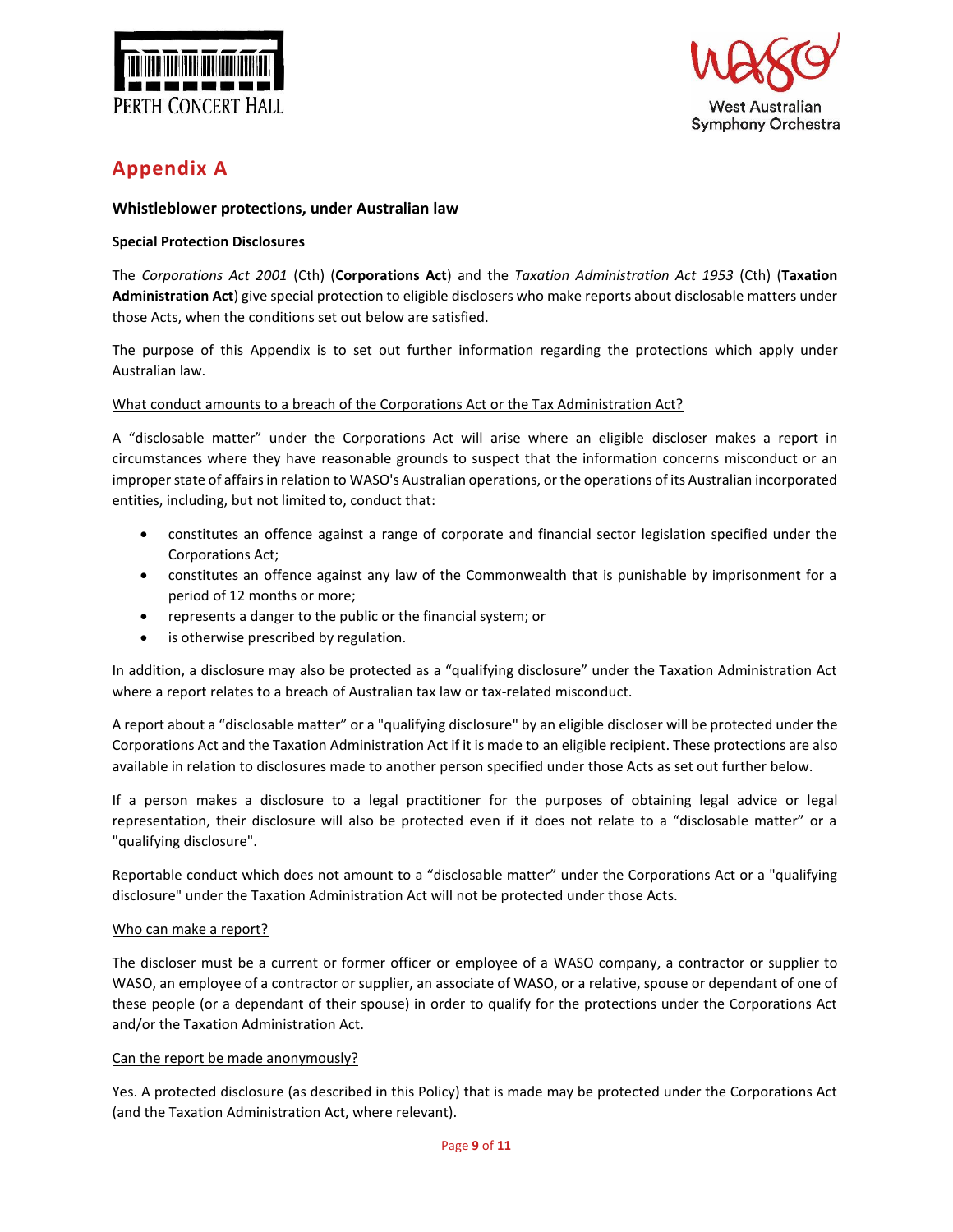## Appendix A

### Whistleblower protections, under Australian law

**Special Protection Disclosures**

The *Corporations Act 2001* (Cth) (**Corporations Act**) and the *Taxation Administration Act 1953* (Cth) (**Taxation Administration Act**) give special protection to eligible disclosers who make reports about disclosable matters under those Acts, when the conditions set out below are satisfied.

The purpose of this Appendix is to set out further information regarding the protections which apply under Australian law.

<u>What conduct amounts to a breach of the Corporations Act or the Tax Administration Act?</u>

A "disclosable matter" under the Corporations Act will arise where an eligible discloser makes a report in circumstances where they have reasonable grounds to suspect that the information concerns misconduct or an improper state of affairs in relation to WASO's Australian operations, or the operations of its Australian incorporated entities, including, but not limited to, conduct that:

- constitutes an offence against a range of corporate and financial sector legislation specified under the Corporations Act;
- constitutes an offence against any law of the Commonwealth that is punishable by imprisonment for a period of 12 months or more;
- represents a danger to the public or the financial system; or
- is otherwise prescribed by regulation.

In addition, a disclosure may also be protected as a "qualifying disclosure" under the Taxation Administration Act where a report relates to a breach of Australian tax law or tax-related misconduct.

A report about a "disclosable matter" or a "qualifying disclosure" by an eligible discloser will be protected under the Corporations Act and the Taxation Administration Act if it is made to an eligible recipient. These protections are also available in relation to disclosures made to another person specified under those Acts as set out further below.

If a person makes a disclosure to a legal practitioner for the purposes of obtaining legal advice or legal representation, their disclosure will also be protected even if it does not relate to a "disclosable matter" or a "qualifying disclosure".

Reportable conduct which does not amount to a "disclosable matter" under the Corporations Act or a "qualifying disclosure" under the Taxation Administration Act will not be protected under those Acts.

<u>Who can make a report?</u>

The discloser must be a current or former officer or employee of a WASO company, a contractor or supplier to WASO, an employee of a contractor or supplier, an associate of WASO, or a relative, spouse or dependant of one of these people (or a dependant of their spouse) in order to qualify for the protections under the Corporations Act and/or the Taxation Administration Act.

<u>Can the report be made anonymously?</u>

Yes. A protected disclosure (as described in this Policy) that is made may be protected under the Corporations Act (and the Taxation Administration Act, where relevant).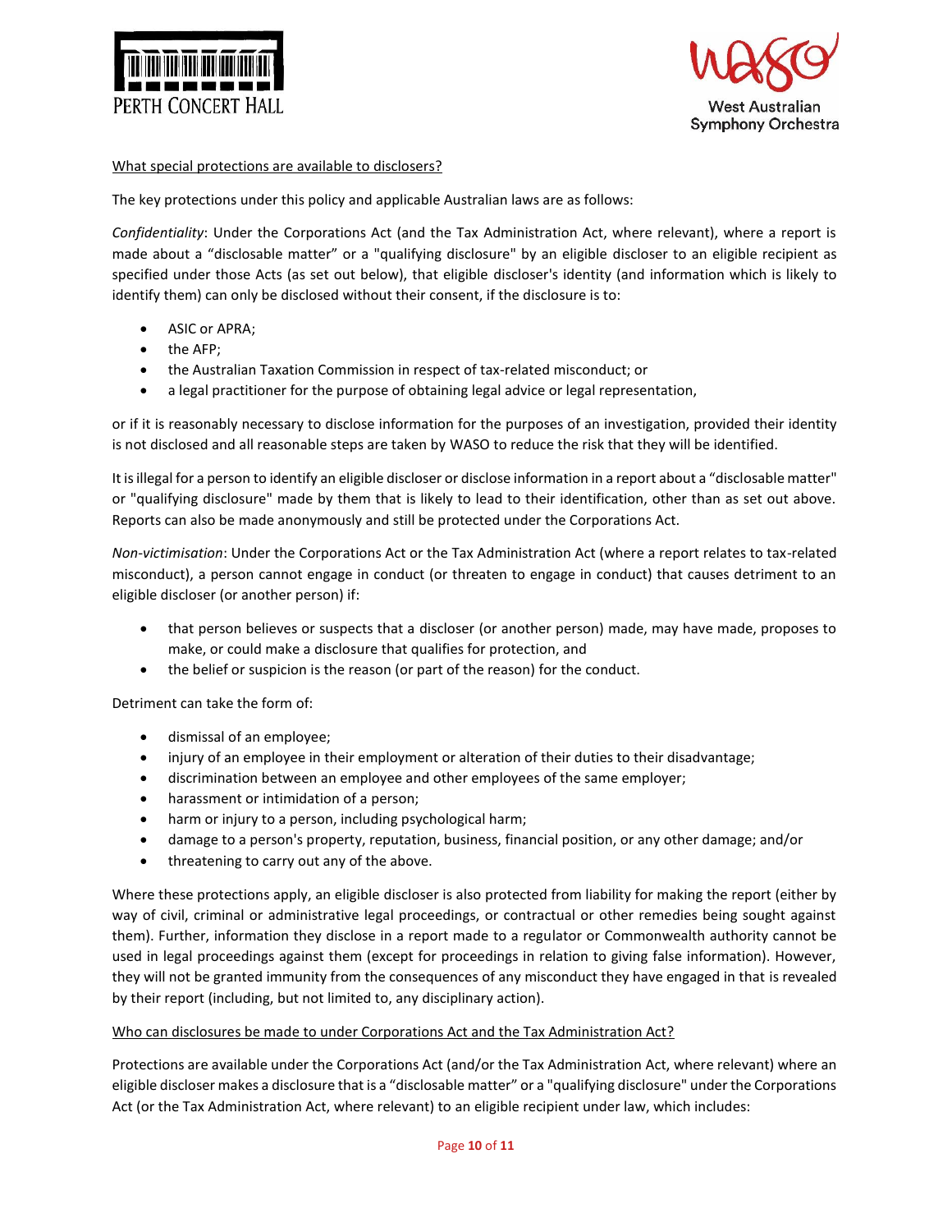What special protections are available to disclosers?

The key protections under this policy and applicable Australian laws are as follows:

*Confidentiality*: Under the Corporations Act (and the Tax Administration Act, where relevant), where a report is made about a "disclosable matter" or a "qualifying disclosure" by an eligible discloser to an eligible recipient as specified under those Acts (as set out below), that eligible discloser's identity (and information which is likely to identify them) can only be disclosed without their consent, if the disclosure is to:

- ASIC or APRA;
- the AFP;
- the Australian Taxation Commission in respect of tax-related misconduct; or
- a legal practitioner for the purpose of obtaining legal advice or legal representation,

or if it is reasonably necessary to disclose information for the purposes of an investigation, provided their identity is not disclosed and all reasonable steps are taken by WASO to reduce the risk that they will be identified.

It is illegal for a person to identify an eligible discloser or disclose information in a report about a "disclosable matter" or "qualifying disclosure" made by them that is likely to lead to their identification, other than as set out above. Reports can also be made anonymously and still be protected under the Corporations Act.

*Non-victimisation*: Under the Corporations Act or the Tax Administration Act (where a report relates to tax-related misconduct), a person cannot engage in conduct (or threaten to engage in conduct) that causes detriment to an eligible discloser (or another person) if:

- that person believes or suspects that a discloser (or another person) made, may have made, proposes to make, or could make a disclosure that qualifies for protection, and
- the belief or suspicion is the reason (or part of the reason) for the conduct.

Detriment can take the form of:

- dismissal of an employee;
- injury of an employee in their employment or alteration of their duties to their disadvantage;
- discrimination between an employee and other employees of the same employer;
- harassment or intimidation of a person;
- harm or injury to a person, including psychological harm;
- damage to a person's property, reputation, business, financial position, or any other damage; and/or
- threatening to carry out any of the above.

Where these protections apply, an eligible discloser is also protected from liability for making the report (either by way of civil, criminal or administrative legal proceedings, or contractual or other remedies being sought against them). Further, information they disclose in a report made to a regulator or Commonwealth authority cannot be used in legal proceedings against them (except for proceedings in relation to giving false information). However, they will not be granted immunity from the consequences of any misconduct they have engaged in that is revealed by their report (including, but not limited to, any disciplinary action).

Who can disclosures be made to under Corporations Act and the Tax Administration Act?

Protections are available under the Corporations Act (and/or the Tax Administration Act, where relevant) where an eligible discloser makes a disclosure that is a "disclosable matter" or a "qualifying disclosure" under the Corporations Act (or the Tax Administration Act, where relevant) to an eligible recipient under law, which includes: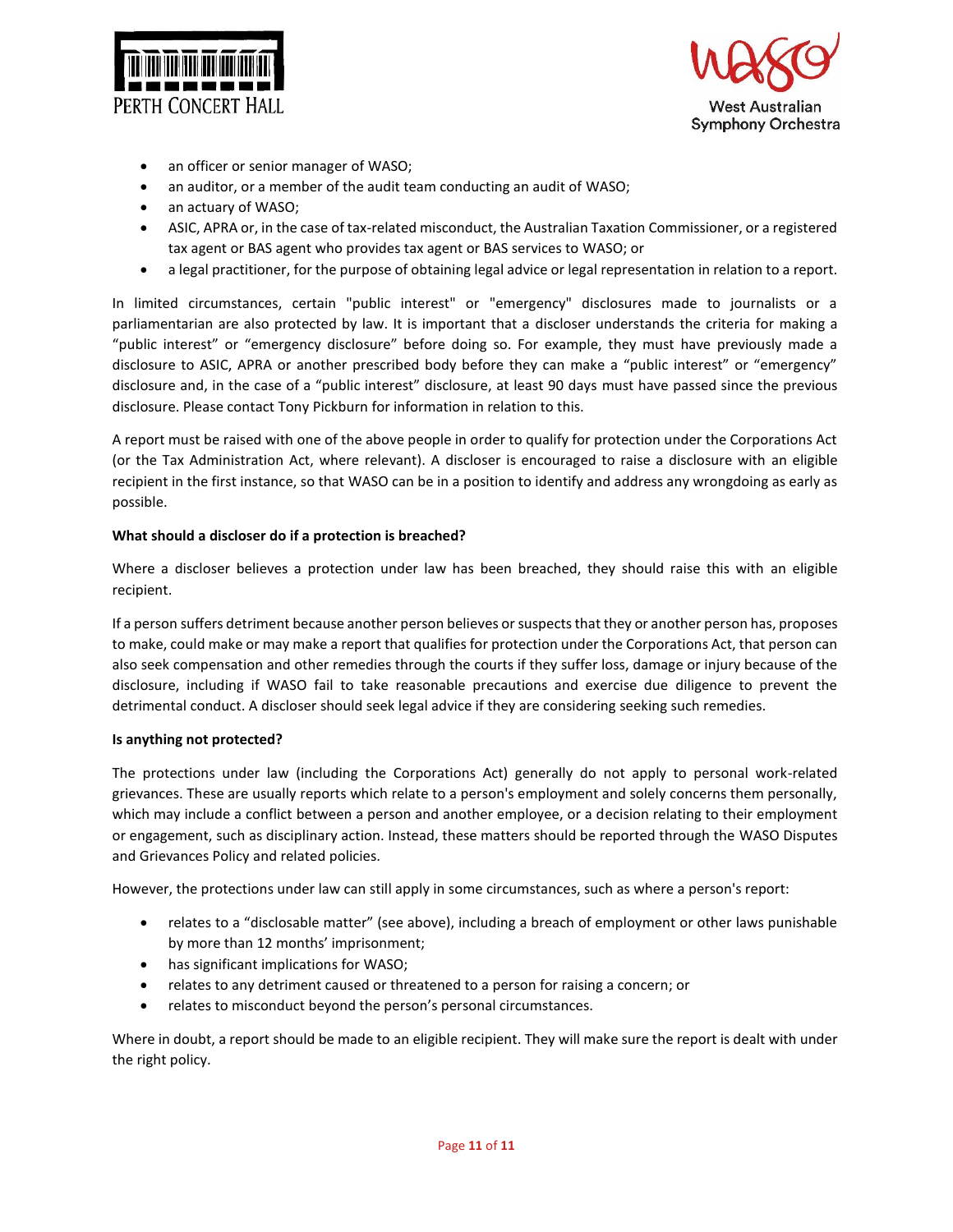- an officer or senior manager of WASO;
- an auditor, or a member of the audit team conducting an audit of WASO;
- an actuary of WASO;
- ASIC, APRA or, in the case of tax-related misconduct, the Australian Taxation Commissioner, or a registered tax agent or BAS agent who provides tax agent or BAS services to WASO; or
- a legal practitioner, for the purpose of obtaining legal advice or legal representation in relation to a report.

In limited circumstances, certain "public interest" or "emergency" disclosures made to journalists or a parliamentarian are also protected by law. It is important that a discloser understands the criteria for making a "public interest" or "emergency disclosure" before doing so. For example, they must have previously made a disclosure to ASIC, APRA or another prescribed body before they can make a "public interest" or "emergency" disclosure and, in the case of a "public interest" disclosure, at least 90 days must have passed since the previous disclosure. Please contact Tony Pickburn for information in relation to this.

A report must be raised with one of the above people in order to qualify for protection under the Corporations Act (or the Tax Administration Act, where relevant). A discloser is encouraged to raise a disclosure with an eligible recipient in the first instance, so that WASO can be in a position to identify and address any wrongdoing as early as possible.

**What should a discloser do if a protection is breached?**

Where a discloser believes a protection under law has been breached, they should raise this with an eligible recipient.

If a person suffers detriment because another person believes or suspects that they or another person has, proposes to make, could make or may make a report that qualifies for protection under the Corporations Act, that person can also seek compensation and other remedies through the courts if they suffer loss, damage or injury because of the disclosure, including if WASO fail to take reasonable precautions and exercise due diligence to prevent the detrimental conduct. A discloser should seek legal advice if they are considering seeking such remedies.

**Is anything not protected?**

The protections under law (including the Corporations Act) generally do not apply to personal work-related grievances. These are usually reports which relate to a person's employment and solely concerns them personally, which may include a conflict between a person and another employee, or a decision relating to their employment or engagement, such as disciplinary action. Instead, these matters should be reported through the WASO Disputes and Grievances Policy and related policies.

However, the protections under law can still apply in some circumstances, such as where a person's report:

- relates to a "disclosable matter" (see above), including a breach of employment or other laws punishable by more than 12 months' imprisonment;
- has significant implications for WASO;
- relates to any detriment caused or threatened to a person for raising a concern; or
- relates to misconduct beyond the person's personal circumstances.

Where in doubt, a report should be made to an eligible recipient. They will make sure the report is dealt with under the right policy.